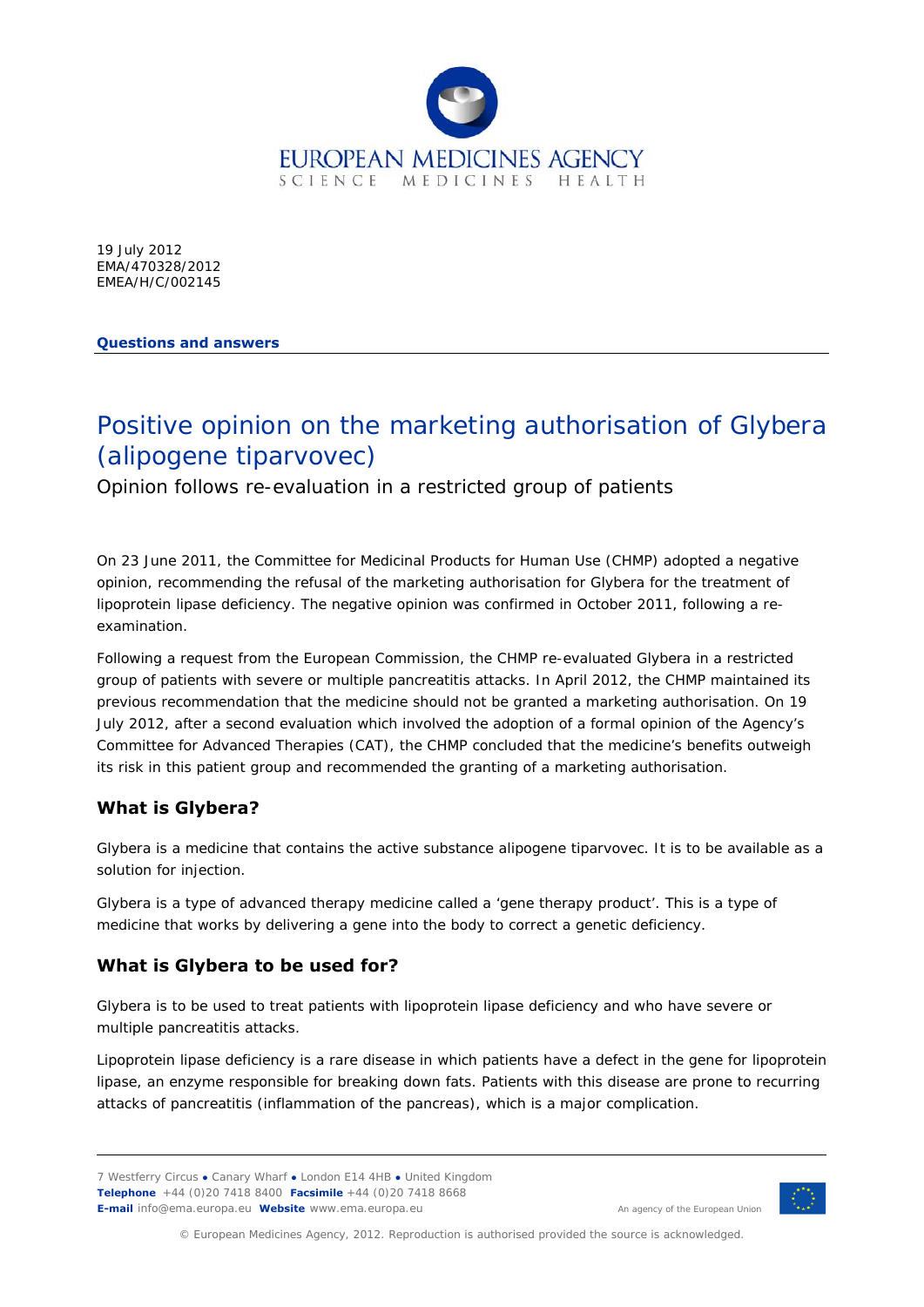EUROPEAN MEDICINES AGENCY
SCIENCE MEDICINES HEALTH

19 July 2012
EMA/470328/2012
EMEA/H/C/002145

**Questions and answers**

# Positive opinion on the marketing authorisation of Glybera (alipogene tiparvovec)

Opinion follows re-evaluation in a restricted group of patients

On 23 June 2011, the Committee for Medicinal Products for Human Use (CHMP) adopted a negative opinion, recommending the refusal of the marketing authorisation for Glybera for the treatment of lipoprotein lipase deficiency. The negative opinion was confirmed in October 2011, following a re-examination.

Following a request from the European Commission, the CHMP re-evaluated Glybera in a restricted group of patients with severe or multiple pancreatitis attacks. In April 2012, the CHMP maintained its previous recommendation that the medicine should not be granted a marketing authorisation. On 19 July 2012, after a second evaluation which involved the adoption of a formal opinion of the Agency's Committee for Advanced Therapies (CAT), the CHMP concluded that the medicine's benefits outweigh its risk in this patient group and recommended the granting of a marketing authorisation.

## What is Glybera?

Glybera is a medicine that contains the active substance alipogene tiparvovec. It is to be available as a solution for injection.

Glybera is a type of advanced therapy medicine called a 'gene therapy product'. This is a type of medicine that works by delivering a gene into the body to correct a genetic deficiency.

## What is Glybera to be used for?

Glybera is to be used to treat patients with lipoprotein lipase deficiency and who have severe or multiple pancreatitis attacks.

Lipoprotein lipase deficiency is a rare disease in which patients have a defect in the gene for lipoprotein lipase, an enzyme responsible for breaking down fats. Patients with this disease are prone to recurring attacks of pancreatitis (inflammation of the pancreas), which is a major complication.

7 Westferry Circus ● Canary Wharf ● London E14 4HB ● United Kingdom
**Telephone** +44 (0)20 7418 8400 **Facsimile** +44 (0)20 7418 8668
**E-mail** info@ema.europa.eu **Website** www.ema.europa.eu

An agency of the European Union

© European Medicines Agency, 2012. Reproduction is authorised provided the source is acknowledged.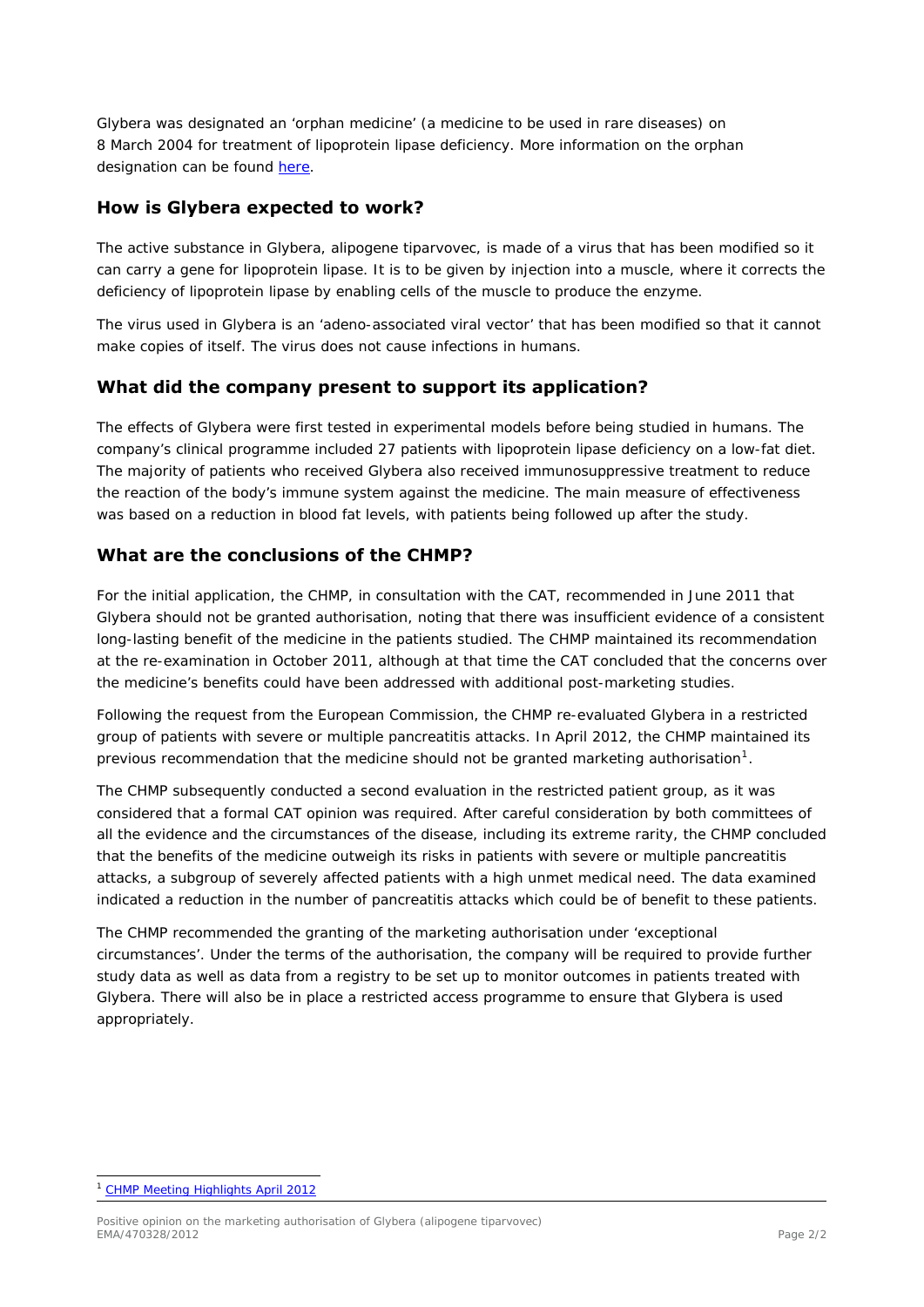Glybera was designated an 'orphan medicine' (a medicine to be used in rare diseases) on 8 March 2004 for treatment of lipoprotein lipase deficiency. More information on the orphan designation can be found [here](#).

## How is Glybera expected to work?

The active substance in Glybera, alipogene tiparvovec, is made of a virus that has been modified so it can carry a gene for lipoprotein lipase. It is to be given by injection into a muscle, where it corrects the deficiency of lipoprotein lipase by enabling cells of the muscle to produce the enzyme.

The virus used in Glybera is an 'adeno-associated viral vector' that has been modified so that it cannot make copies of itself. The virus does not cause infections in humans.

## What did the company present to support its application?

The effects of Glybera were first tested in experimental models before being studied in humans. The company's clinical programme included 27 patients with lipoprotein lipase deficiency on a low-fat diet. The majority of patients who received Glybera also received immunosuppressive treatment to reduce the reaction of the body's immune system against the medicine. The main measure of effectiveness was based on a reduction in blood fat levels, with patients being followed up after the study.

## What are the conclusions of the CHMP?

For the initial application, the CHMP, in consultation with the CAT, recommended in June 2011 that Glybera should not be granted authorisation, noting that there was insufficient evidence of a consistent long-lasting benefit of the medicine in the patients studied. The CHMP maintained its recommendation at the re-examination in October 2011, although at that time the CAT concluded that the concerns over the medicine's benefits could have been addressed with additional post-marketing studies.

Following the request from the European Commission, the CHMP re-evaluated Glybera in a restricted group of patients with severe or multiple pancreatitis attacks. In April 2012, the CHMP maintained its previous recommendation that the medicine should not be granted marketing authorisation[1].

The CHMP subsequently conducted a second evaluation in the restricted patient group, as it was considered that a formal CAT opinion was required. After careful consideration by both committees of all the evidence and the circumstances of the disease, including its extreme rarity, the CHMP concluded that the benefits of the medicine outweigh its risks in patients with severe or multiple pancreatitis attacks, a subgroup of severely affected patients with a high unmet medical need. The data examined indicated a reduction in the number of pancreatitis attacks which could be of benefit to these patients.

The CHMP recommended the granting of the marketing authorisation under 'exceptional circumstances'. Under the terms of the authorisation, the company will be required to provide further study data as well as data from a registry to be set up to monitor outcomes in patients treated with Glybera. There will also be in place a restricted access programme to ensure that Glybera is used appropriately.

---

[1] CHMP Meeting Highlights April 2012